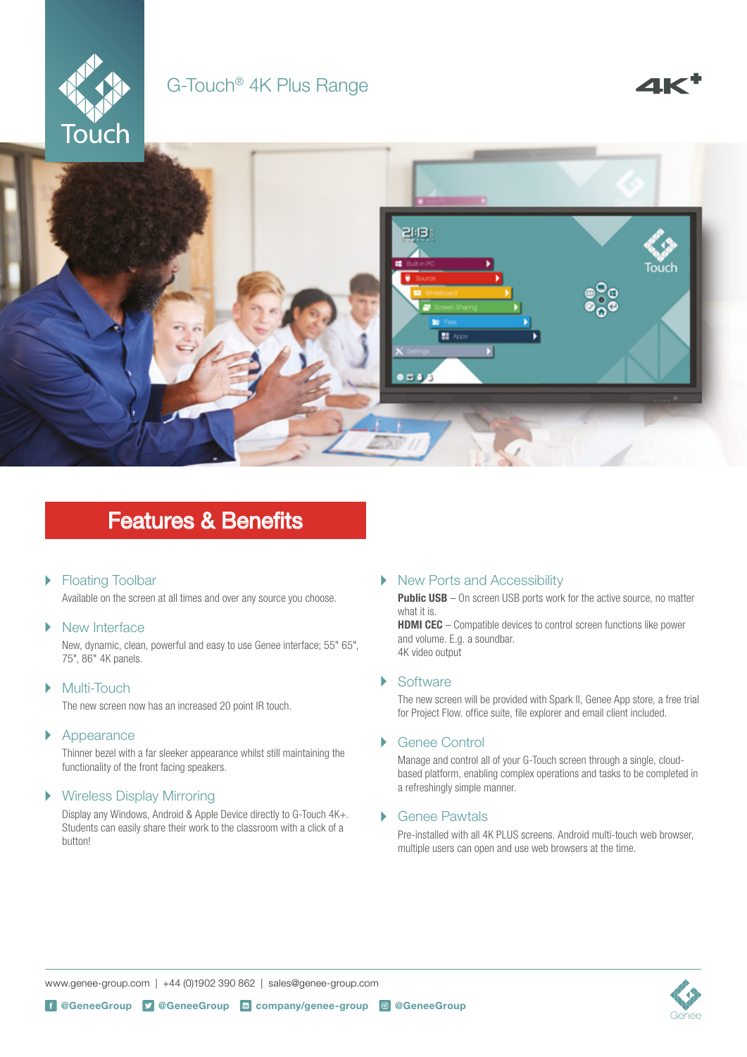# G-Touch® 4K Plus Range

## Features & Benefits

### Floating Toolbar

Available on the screen at all times and over any source you choose.

### New Interface

New, dynamic, clean, powerful and easy to use Genee interface; 55" 65", 75", 86" 4K panels.

### Multi-Touch

The new screen now has an increased 20 point IR touch.

### Appearance

Thinner bezel with a far sleeker appearance whilst still maintaining the functionality of the front facing speakers.

### Wireless Display Mirroring

Display any Windows, Android & Apple Device directly to G-Touch 4K+. Students can easily share their work to the classroom with a click of a button!

### New Ports and Accessibility

**Public USB** – On screen USB ports work for the active source, no matter what it is.
**HDMI CEC** – Compatible devices to control screen functions like power and volume. E.g. a soundbar.
4K video output

### Software

The new screen will be provided with Spark II, Genee App store, a free trial for Project Flow. office suite, file explorer and email client included.

### Genee Control

Manage and control all of your G-Touch screen through a single, cloud-based platform, enabling complex operations and tasks to be completed in a refreshingly simple manner.

### Genee Pawtals

Pre-installed with all 4K PLUS screens. Android multi-touch web browser, multiple users can open and use web browsers at the time.

www.genee-group.com | +44 (0)1902 390 862 | sales@genee-group.com

@GeneeGroup | @GeneeGroup | company/genee-group | @GeneeGroup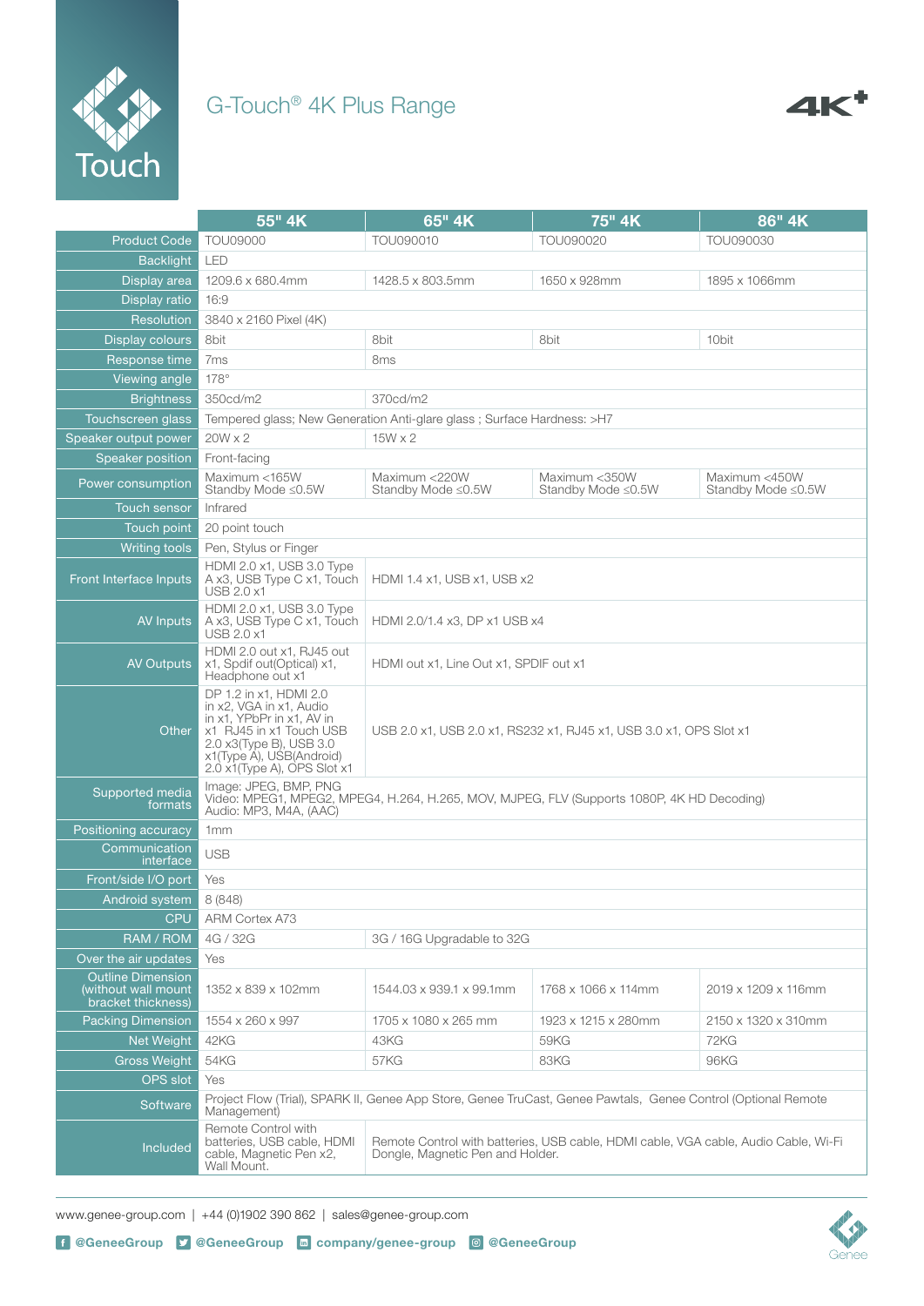# G-Touch® 4K Plus Range

| | 55" 4K | 65" 4K | 75" 4K | 86" 4K |
|---|---|---|---|---|
| Product Code | TOU09000 | TOU090010 | TOU090020 | TOU090030 |
| Backlight | LED | | | |
| Display area | 1209.6 x 680.4mm | 1428.5 x 803.5mm | 1650 x 928mm | 1895 x 1066mm |
| Display ratio | 16:9 | | | |
| Resolution | 3840 x 2160 Pixel (4K) | | | |
| Display colours | 8bit | 8bit | 8bit | 10bit |
| Response time | 7ms | 8ms | | |
| Viewing angle | 178° | | | |
| Brightness | 350cd/m2 | 370cd/m2 | | |
| Touchscreen glass | Tempered glass; New Generation Anti-glare glass ; Surface Hardness: >H7 | | | |
| Speaker output power | 20W x 2 | 15W x 2 | | |
| Speaker position | Front-facing | | | |
| Power consumption | Maximum <165W Standby Mode ≤0.5W | Maximum <220W Standby Mode ≤0.5W | Maximum <350W Standby Mode ≤0.5W | Maximum <450W Standby Mode ≤0.5W |
| Touch sensor | Infrared | | | |
| Touch point | 20 point touch | | | |
| Writing tools | Pen, Stylus or Finger | | | |
| Front Interface Inputs | HDMI 2.0 x1, USB 3.0 Type A x3, USB Type C x1, Touch USB 2.0 x1 | HDMI 1.4 x1, USB x1, USB x2 | | |
| AV Inputs | HDMI 2.0 x1, USB 3.0 Type A x3, USB Type C x1, Touch USB 2.0 x1 | HDMI 2.0/1.4 x3, DP x1 USB x4 | | |
| AV Outputs | HDMI 2.0 out x1, RJ45 out x1, Spdif out(Optical) x1, Headphone out x1 | HDMI out x1, Line Out x1, SPDIF out x1 | | |
| Other | DP 1.2 in x1, HDMI 2.0 in x2, VGA in x1, Audio in x1, YPbPr in x1, AV in x1 RJ45 in x1 Touch USB 2.0 x3(Type B), USB 3.0 x1(Type A), USB(Android) 2.0 x1(Type A), OPS Slot x1 | USB 2.0 x1, USB 2.0 x1, RS232 x1, RJ45 x1, USB 3.0 x1, OPS Slot x1 | | |
| Supported media formats | Image: JPEG, BMP, PNG Video: MPEG1, MPEG2, MPEG4, H.264, H.265, MOV, MJPEG, FLV (Supports 1080P, 4K HD Decoding) Audio: MP3, M4A, (AAC) | | | |
| Positioning accuracy | 1mm | | | |
| Communication interface | USB | | | |
| Front/side I/O port | Yes | | | |
| Android system | 8 (848) | | | |
| CPU | ARM Cortex A73 | | | |
| RAM / ROM | 4G / 32G | 3G / 16G Upgradable to 32G | | |
| Over the air updates | Yes | | | |
| Outline Dimension (without wall mount bracket thickness) | 1352 x 839 x 102mm | 1544.03 x 939.1 x 99.1mm | 1768 x 1066 x 114mm | 2019 x 1209 x 116mm |
| Packing Dimension | 1554 x 260 x 997 | 1705 x 1080 x 265 mm | 1923 x 1215 x 280mm | 2150 x 1320 x 310mm |
| Net Weight | 42KG | 43KG | 59KG | 72KG |
| Gross Weight | 54KG | 57KG | 83KG | 96KG |
| OPS slot | Yes | | | |
| Software | Project Flow (Trial), SPARK II, Genee App Store, Genee TruCast, Genee Pawtals, Genee Control (Optional Remote Management) | | | |
| Included | Remote Control with batteries, USB cable, HDMI cable, Magnetic Pen x2, Wall Mount. | Remote Control with batteries, USB cable, HDMI cable, VGA cable, Audio Cable, Wi-Fi Dongle, Magnetic Pen and Holder. | | |

www.genee-group.com | +44 (0)1902 390 862 | sales@genee-group.com

@GeneeGroup @GeneeGroup company/genee-group @GeneeGroup